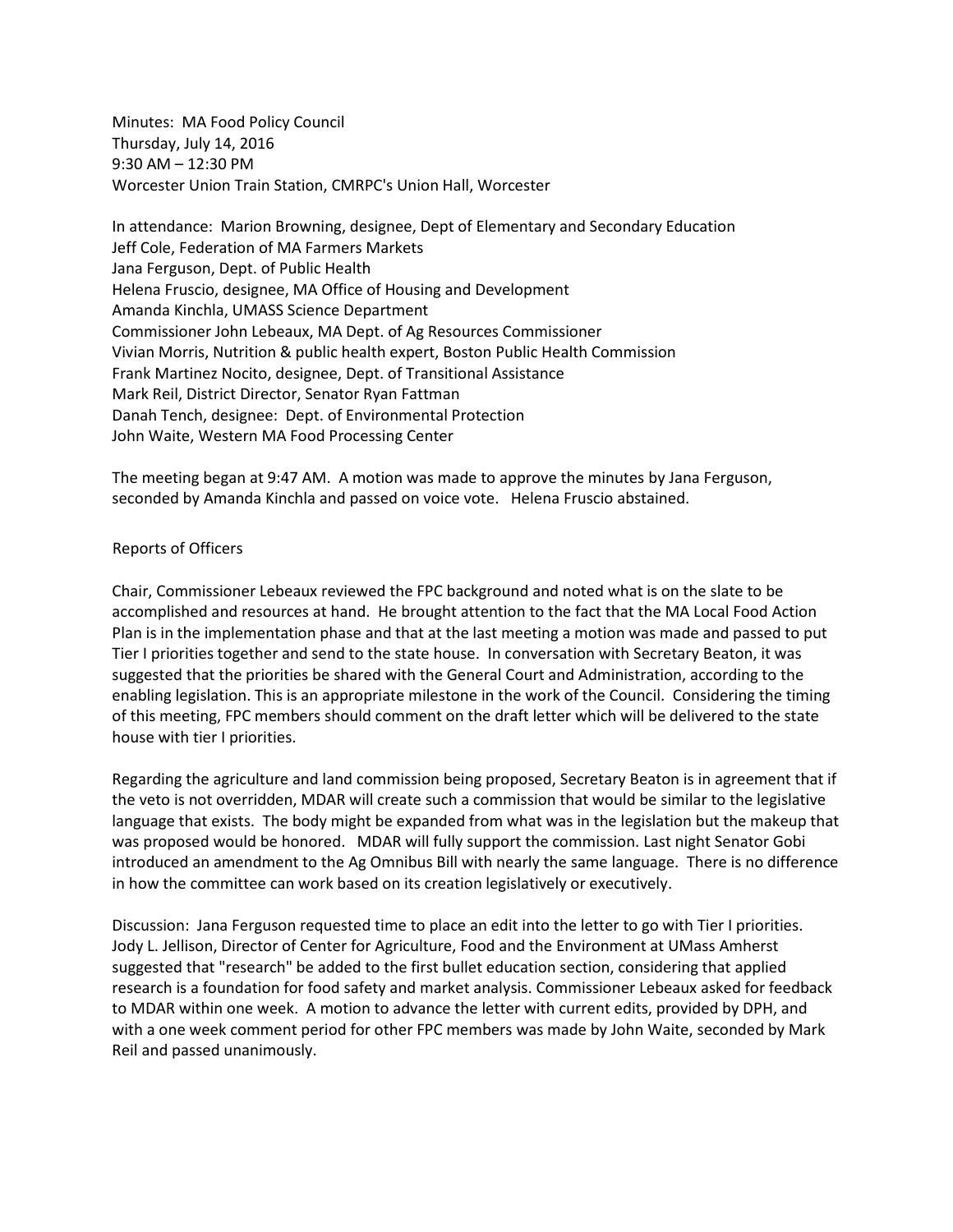Minutes: MA Food Policy Council
Thursday, July 14, 2016
9:30 AM – 12:30 PM
Worcester Union Train Station, CMRPC's Union Hall, Worcester

In attendance: Marion Browning, designee, Dept of Elementary and Secondary Education
Jeff Cole, Federation of MA Farmers Markets
Jana Ferguson, Dept. of Public Health
Helena Fruscio, designee, MA Office of Housing and Development
Amanda Kinchla, UMASS Science Department
Commissioner John Lebeaux, MA Dept. of Ag Resources Commissioner
Vivian Morris, Nutrition & public health expert, Boston Public Health Commission
Frank Martinez Nocito, designee, Dept. of Transitional Assistance
Mark Reil, District Director, Senator Ryan Fattman
Danah Tench, designee: Dept. of Environmental Protection
John Waite, Western MA Food Processing Center

The meeting began at 9:47 AM. A motion was made to approve the minutes by Jana Ferguson, seconded by Amanda Kinchla and passed on voice vote. Helena Fruscio abstained.

Reports of Officers

Chair, Commissioner Lebeaux reviewed the FPC background and noted what is on the slate to be accomplished and resources at hand. He brought attention to the fact that the MA Local Food Action Plan is in the implementation phase and that at the last meeting a motion was made and passed to put Tier I priorities together and send to the state house. In conversation with Secretary Beaton, it was suggested that the priorities be shared with the General Court and Administration, according to the enabling legislation. This is an appropriate milestone in the work of the Council. Considering the timing of this meeting, FPC members should comment on the draft letter which will be delivered to the state house with tier I priorities.

Regarding the agriculture and land commission being proposed, Secretary Beaton is in agreement that if the veto is not overridden, MDAR will create such a commission that would be similar to the legislative language that exists. The body might be expanded from what was in the legislation but the makeup that was proposed would be honored. MDAR will fully support the commission. Last night Senator Gobi introduced an amendment to the Ag Omnibus Bill with nearly the same language. There is no difference in how the committee can work based on its creation legislatively or executively.

Discussion: Jana Ferguson requested time to place an edit into the letter to go with Tier I priorities. Jody L. Jellison, Director of Center for Agriculture, Food and the Environment at UMass Amherst suggested that "research" be added to the first bullet education section, considering that applied research is a foundation for food safety and market analysis. Commissioner Lebeaux asked for feedback to MDAR within one week. A motion to advance the letter with current edits, provided by DPH, and with a one week comment period for other FPC members was made by John Waite, seconded by Mark Reil and passed unanimously.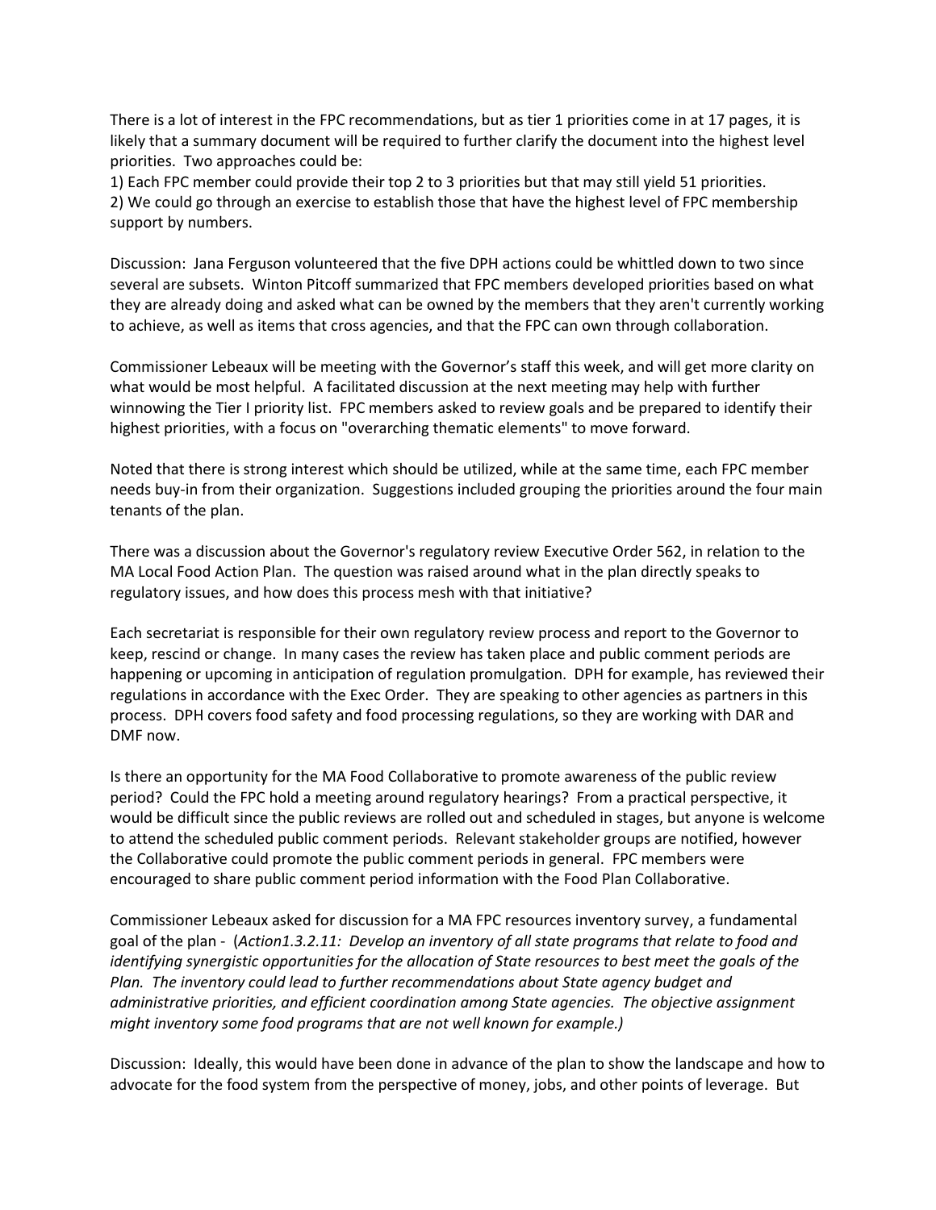There is a lot of interest in the FPC recommendations, but as tier 1 priorities come in at 17 pages, it is likely that a summary document will be required to further clarify the document into the highest level priorities. Two approaches could be:

1) Each FPC member could provide their top 2 to 3 priorities but that may still yield 51 priorities.
2) We could go through an exercise to establish those that have the highest level of FPC membership support by numbers.

Discussion: Jana Ferguson volunteered that the five DPH actions could be whittled down to two since several are subsets. Winton Pitcoff summarized that FPC members developed priorities based on what they are already doing and asked what can be owned by the members that they aren't currently working to achieve, as well as items that cross agencies, and that the FPC can own through collaboration.

Commissioner Lebeaux will be meeting with the Governor's staff this week, and will get more clarity on what would be most helpful. A facilitated discussion at the next meeting may help with further winnowing the Tier I priority list. FPC members asked to review goals and be prepared to identify their highest priorities, with a focus on "overarching thematic elements" to move forward.

Noted that there is strong interest which should be utilized, while at the same time, each FPC member needs buy-in from their organization. Suggestions included grouping the priorities around the four main tenants of the plan.

There was a discussion about the Governor's regulatory review Executive Order 562, in relation to the MA Local Food Action Plan. The question was raised around what in the plan directly speaks to regulatory issues, and how does this process mesh with that initiative?

Each secretariat is responsible for their own regulatory review process and report to the Governor to keep, rescind or change. In many cases the review has taken place and public comment periods are happening or upcoming in anticipation of regulation promulgation. DPH for example, has reviewed their regulations in accordance with the Exec Order. They are speaking to other agencies as partners in this process. DPH covers food safety and food processing regulations, so they are working with DAR and DMF now.

Is there an opportunity for the MA Food Collaborative to promote awareness of the public review period? Could the FPC hold a meeting around regulatory hearings? From a practical perspective, it would be difficult since the public reviews are rolled out and scheduled in stages, but anyone is welcome to attend the scheduled public comment periods. Relevant stakeholder groups are notified, however the Collaborative could promote the public comment periods in general. FPC members were encouraged to share public comment period information with the Food Plan Collaborative.

Commissioner Lebeaux asked for discussion for a MA FPC resources inventory survey, a fundamental goal of the plan - (*Action1.3.2.11: Develop an inventory of all state programs that relate to food and identifying synergistic opportunities for the allocation of State resources to best meet the goals of the Plan. The inventory could lead to further recommendations about State agency budget and administrative priorities, and efficient coordination among State agencies. The objective assignment might inventory some food programs that are not well known for example.)*

Discussion: Ideally, this would have been done in advance of the plan to show the landscape and how to advocate for the food system from the perspective of money, jobs, and other points of leverage. But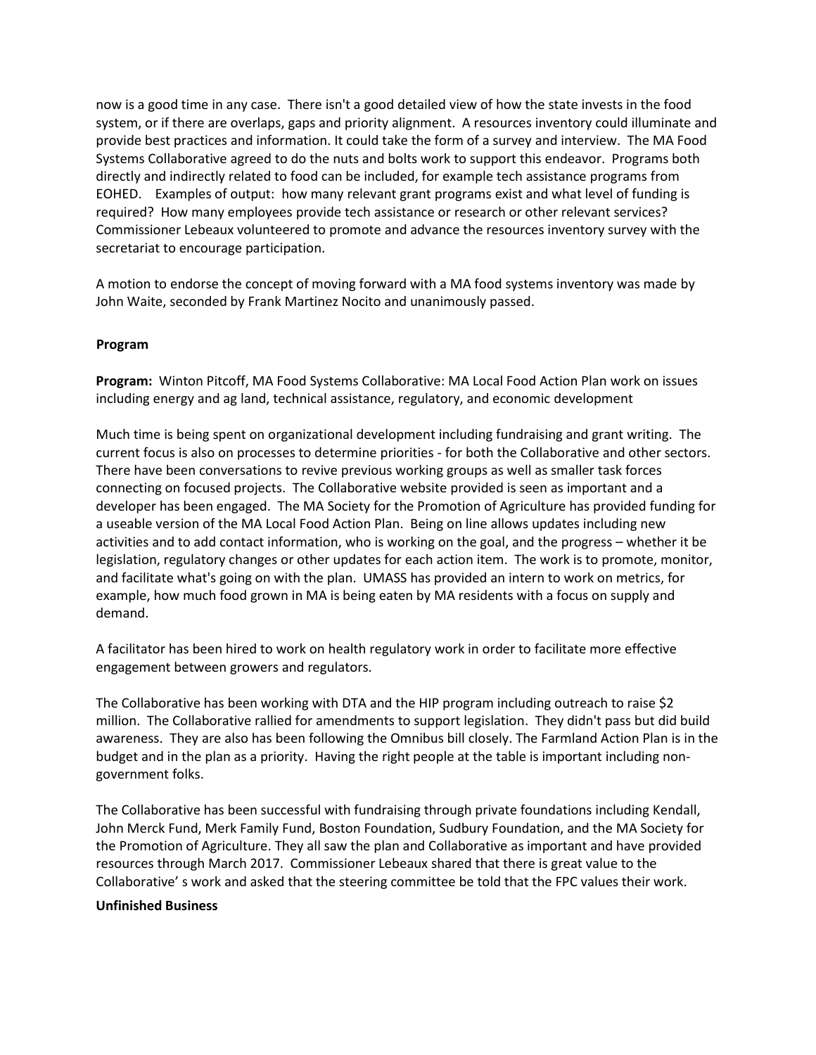now is a good time in any case. There isn't a good detailed view of how the state invests in the food system, or if there are overlaps, gaps and priority alignment. A resources inventory could illuminate and provide best practices and information. It could take the form of a survey and interview. The MA Food Systems Collaborative agreed to do the nuts and bolts work to support this endeavor. Programs both directly and indirectly related to food can be included, for example tech assistance programs from EOHED. Examples of output: how many relevant grant programs exist and what level of funding is required? How many employees provide tech assistance or research or other relevant services? Commissioner Lebeaux volunteered to promote and advance the resources inventory survey with the secretariat to encourage participation.

A motion to endorse the concept of moving forward with a MA food systems inventory was made by John Waite, seconded by Frank Martinez Nocito and unanimously passed.

**Program**

**Program:** Winton Pitcoff, MA Food Systems Collaborative: MA Local Food Action Plan work on issues including energy and ag land, technical assistance, regulatory, and economic development

Much time is being spent on organizational development including fundraising and grant writing. The current focus is also on processes to determine priorities - for both the Collaborative and other sectors. There have been conversations to revive previous working groups as well as smaller task forces connecting on focused projects. The Collaborative website provided is seen as important and a developer has been engaged. The MA Society for the Promotion of Agriculture has provided funding for a useable version of the MA Local Food Action Plan. Being on line allows updates including new activities and to add contact information, who is working on the goal, and the progress – whether it be legislation, regulatory changes or other updates for each action item. The work is to promote, monitor, and facilitate what's going on with the plan. UMASS has provided an intern to work on metrics, for example, how much food grown in MA is being eaten by MA residents with a focus on supply and demand.

A facilitator has been hired to work on health regulatory work in order to facilitate more effective engagement between growers and regulators.

The Collaborative has been working with DTA and the HIP program including outreach to raise $2 million. The Collaborative rallied for amendments to support legislation. They didn't pass but did build awareness. They are also has been following the Omnibus bill closely. The Farmland Action Plan is in the budget and in the plan as a priority. Having the right people at the table is important including non-government folks.

The Collaborative has been successful with fundraising through private foundations including Kendall, John Merck Fund, Merk Family Fund, Boston Foundation, Sudbury Foundation, and the MA Society for the Promotion of Agriculture. They all saw the plan and Collaborative as important and have provided resources through March 2017. Commissioner Lebeaux shared that there is great value to the Collaborative' s work and asked that the steering committee be told that the FPC values their work.

**Unfinished Business**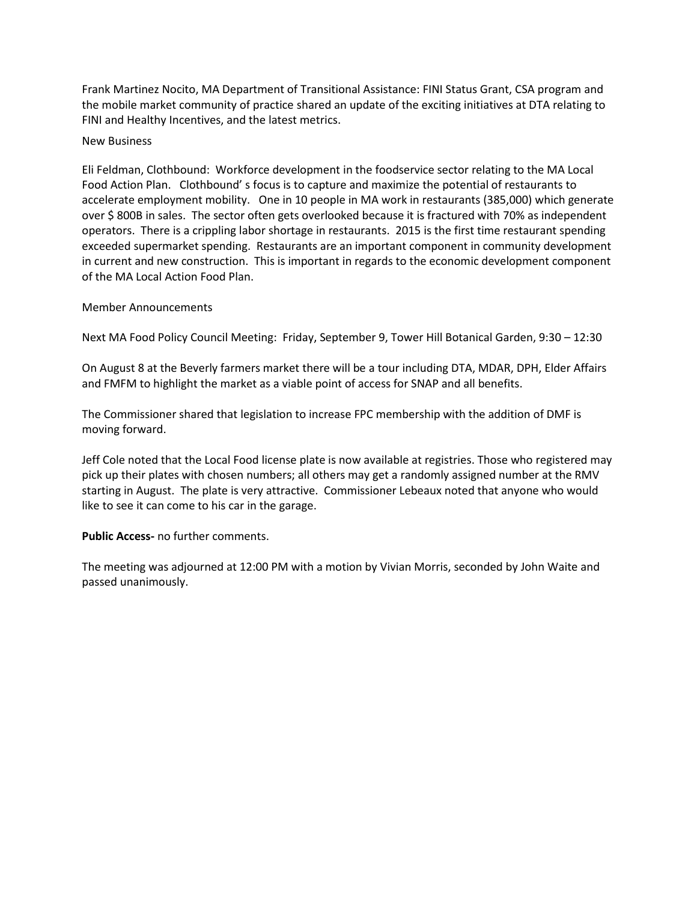Frank Martinez Nocito, MA Department of Transitional Assistance: FINI Status Grant, CSA program and the mobile market community of practice shared an update of the exciting initiatives at DTA relating to FINI and Healthy Incentives, and the latest metrics.

New Business

Eli Feldman, Clothbound: Workforce development in the foodservice sector relating to the MA Local Food Action Plan. Clothbound' s focus is to capture and maximize the potential of restaurants to accelerate employment mobility. One in 10 people in MA work in restaurants (385,000) which generate over $ 800B in sales. The sector often gets overlooked because it is fractured with 70% as independent operators. There is a crippling labor shortage in restaurants. 2015 is the first time restaurant spending exceeded supermarket spending. Restaurants are an important component in community development in current and new construction. This is important in regards to the economic development component of the MA Local Action Food Plan.

Member Announcements

Next MA Food Policy Council Meeting: Friday, September 9, Tower Hill Botanical Garden, 9:30 – 12:30

On August 8 at the Beverly farmers market there will be a tour including DTA, MDAR, DPH, Elder Affairs and FMFM to highlight the market as a viable point of access for SNAP and all benefits.

The Commissioner shared that legislation to increase FPC membership with the addition of DMF is moving forward.

Jeff Cole noted that the Local Food license plate is now available at registries. Those who registered may pick up their plates with chosen numbers; all others may get a randomly assigned number at the RMV starting in August. The plate is very attractive. Commissioner Lebeaux noted that anyone who would like to see it can come to his car in the garage.

**Public Access-** no further comments.

The meeting was adjourned at 12:00 PM with a motion by Vivian Morris, seconded by John Waite and passed unanimously.